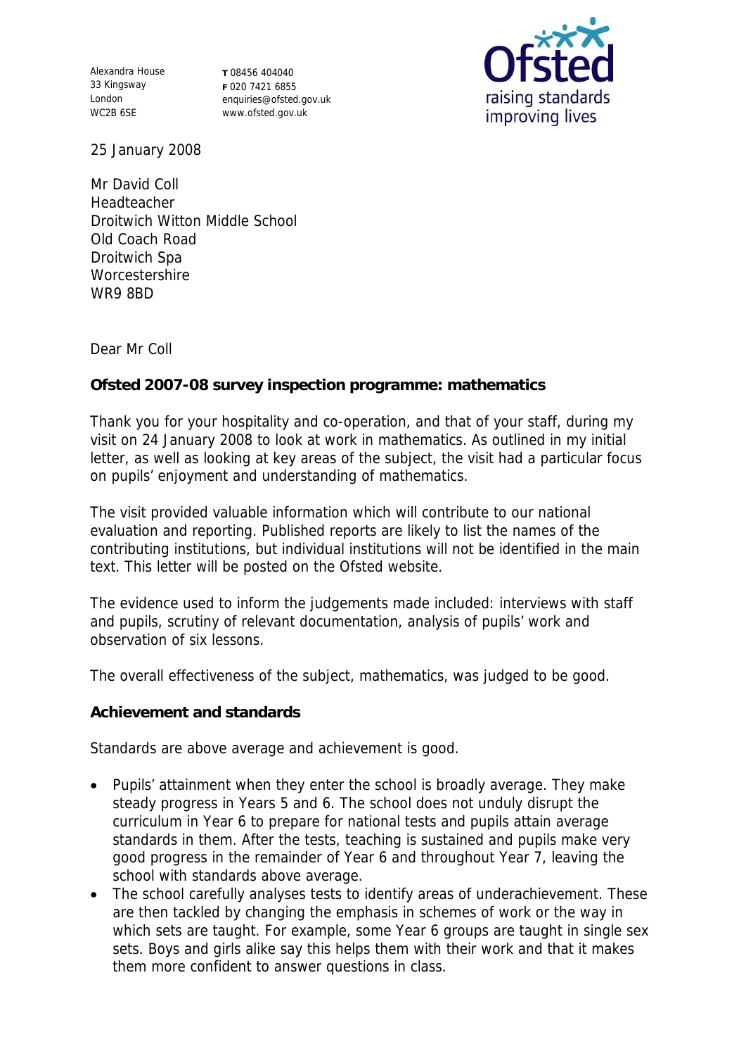Alexandra House
33 Kingsway
London
WC2B 6SE

**T** 08456 404040
**F** 020 7421 6855
enquiries@ofsted.gov.uk
www.ofsted.gov.uk

Ofsted
raising standards
improving lives

25 January 2008

Mr David Coll
Headteacher
Droitwich Witton Middle School
Old Coach Road
Droitwich Spa
Worcestershire
WR9 8BD

Dear Mr Coll

**Ofsted 2007-08 survey inspection programme: mathematics**

Thank you for your hospitality and co-operation, and that of your staff, during my visit on 24 January 2008 to look at work in mathematics. As outlined in my initial letter, as well as looking at key areas of the subject, the visit had a particular focus on pupils' enjoyment and understanding of mathematics.

The visit provided valuable information which will contribute to our national evaluation and reporting. Published reports are likely to list the names of the contributing institutions, but individual institutions will not be identified in the main text. This letter will be posted on the Ofsted website.

The evidence used to inform the judgements made included: interviews with staff and pupils, scrutiny of relevant documentation, analysis of pupils' work and observation of six lessons.

The overall effectiveness of the subject, mathematics, was judged to be good.

**Achievement and standards**

Standards are above average and achievement is good.

- Pupils' attainment when they enter the school is broadly average. They make steady progress in Years 5 and 6. The school does not unduly disrupt the curriculum in Year 6 to prepare for national tests and pupils attain average standards in them. After the tests, teaching is sustained and pupils make very good progress in the remainder of Year 6 and throughout Year 7, leaving the school with standards above average.
- The school carefully analyses tests to identify areas of underachievement. These are then tackled by changing the emphasis in schemes of work or the way in which sets are taught. For example, some Year 6 groups are taught in single sex sets. Boys and girls alike say this helps them with their work and that it makes them more confident to answer questions in class.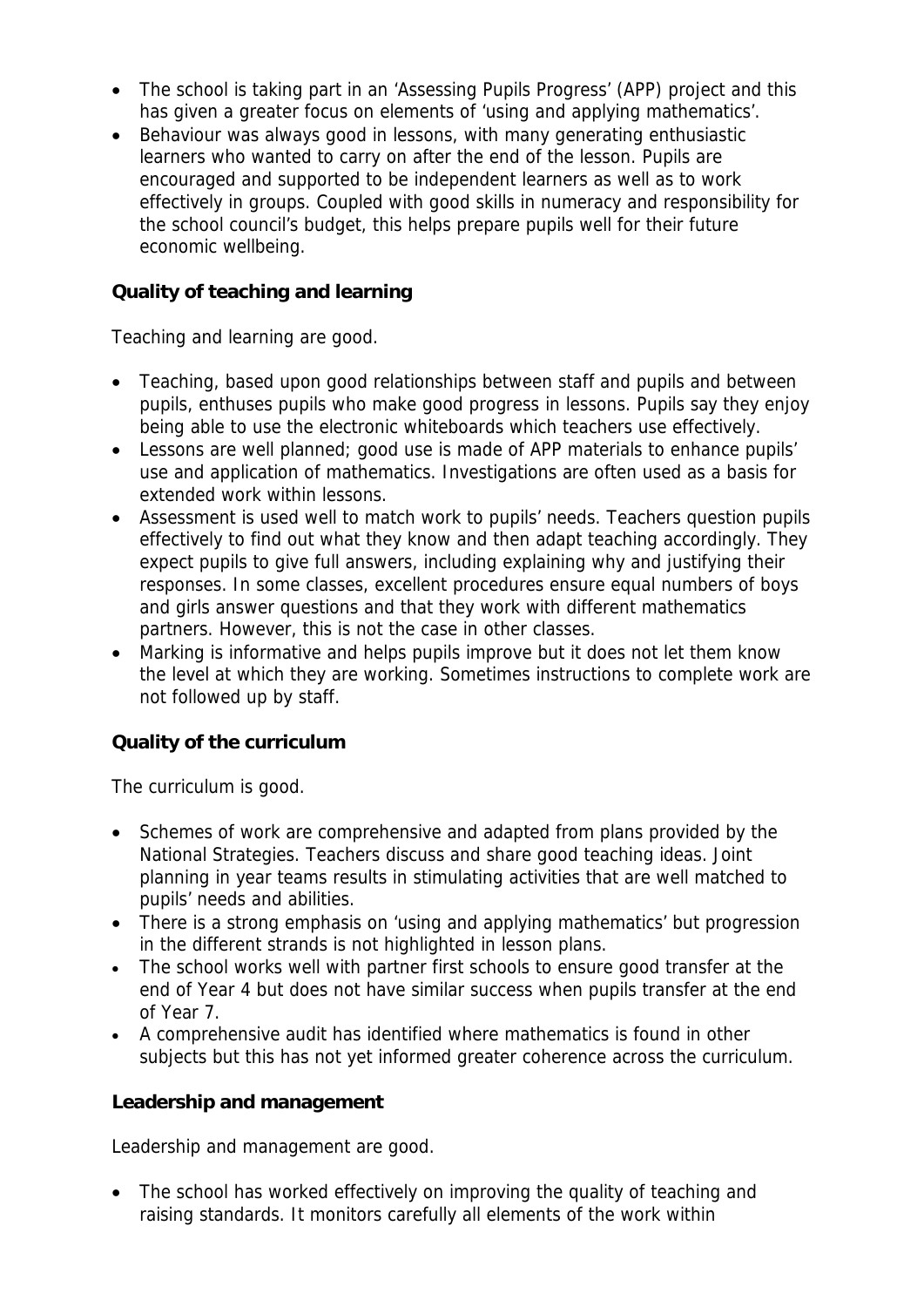- The school is taking part in an 'Assessing Pupils Progress' (APP) project and this has given a greater focus on elements of 'using and applying mathematics'.
- Behaviour was always good in lessons, with many generating enthusiastic learners who wanted to carry on after the end of the lesson. Pupils are encouraged and supported to be independent learners as well as to work effectively in groups. Coupled with good skills in numeracy and responsibility for the school council's budget, this helps prepare pupils well for their future economic wellbeing.

**Quality of teaching and learning**

Teaching and learning are good.

- Teaching, based upon good relationships between staff and pupils and between pupils, enthuses pupils who make good progress in lessons. Pupils say they enjoy being able to use the electronic whiteboards which teachers use effectively.
- Lessons are well planned; good use is made of APP materials to enhance pupils' use and application of mathematics. Investigations are often used as a basis for extended work within lessons.
- Assessment is used well to match work to pupils' needs. Teachers question pupils effectively to find out what they know and then adapt teaching accordingly. They expect pupils to give full answers, including explaining why and justifying their responses. In some classes, excellent procedures ensure equal numbers of boys and girls answer questions and that they work with different mathematics partners. However, this is not the case in other classes.
- Marking is informative and helps pupils improve but it does not let them know the level at which they are working. Sometimes instructions to complete work are not followed up by staff.

**Quality of the curriculum**

The curriculum is good.

- Schemes of work are comprehensive and adapted from plans provided by the National Strategies. Teachers discuss and share good teaching ideas. Joint planning in year teams results in stimulating activities that are well matched to pupils' needs and abilities.
- There is a strong emphasis on 'using and applying mathematics' but progression in the different strands is not highlighted in lesson plans.
- The school works well with partner first schools to ensure good transfer at the end of Year 4 but does not have similar success when pupils transfer at the end of Year 7.
- A comprehensive audit has identified where mathematics is found in other subjects but this has not yet informed greater coherence across the curriculum.

**Leadership and management**

Leadership and management are good.

- The school has worked effectively on improving the quality of teaching and raising standards. It monitors carefully all elements of the work within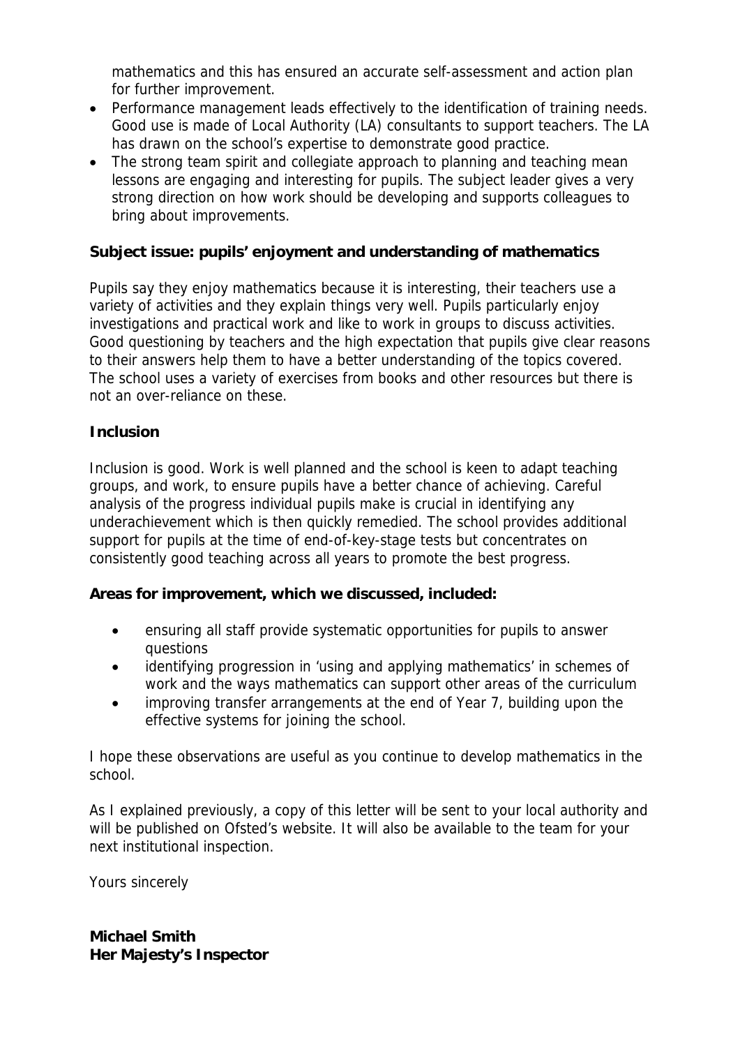mathematics and this has ensured an accurate self-assessment and action plan for further improvement.

- Performance management leads effectively to the identification of training needs. Good use is made of Local Authority (LA) consultants to support teachers. The LA has drawn on the school's expertise to demonstrate good practice.
- The strong team spirit and collegiate approach to planning and teaching mean lessons are engaging and interesting for pupils. The subject leader gives a very strong direction on how work should be developing and supports colleagues to bring about improvements.

**Subject issue: pupils' enjoyment and understanding of mathematics**

Pupils say they enjoy mathematics because it is interesting, their teachers use a variety of activities and they explain things very well. Pupils particularly enjoy investigations and practical work and like to work in groups to discuss activities. Good questioning by teachers and the high expectation that pupils give clear reasons to their answers help them to have a better understanding of the topics covered. The school uses a variety of exercises from books and other resources but there is not an over-reliance on these.

**Inclusion**

Inclusion is good. Work is well planned and the school is keen to adapt teaching groups, and work, to ensure pupils have a better chance of achieving. Careful analysis of the progress individual pupils make is crucial in identifying any underachievement which is then quickly remedied. The school provides additional support for pupils at the time of end-of-key-stage tests but concentrates on consistently good teaching across all years to promote the best progress.

**Areas for improvement, which we discussed, included:**

- ensuring all staff provide systematic opportunities for pupils to answer questions
- identifying progression in 'using and applying mathematics' in schemes of work and the ways mathematics can support other areas of the curriculum
- improving transfer arrangements at the end of Year 7, building upon the effective systems for joining the school.

I hope these observations are useful as you continue to develop mathematics in the school.

As I explained previously, a copy of this letter will be sent to your local authority and will be published on Ofsted's website. It will also be available to the team for your next institutional inspection.

Yours sincerely

**Michael Smith**
**Her Majesty's Inspector**